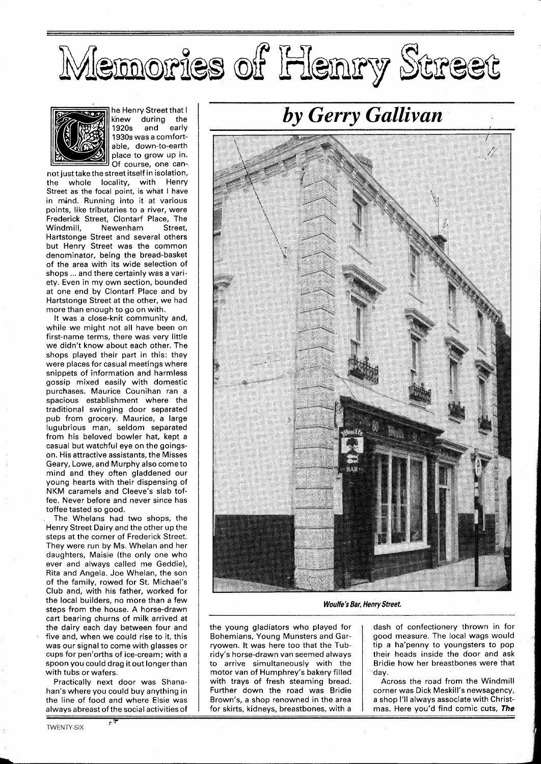# Memories of Henry Street

## *by Gerry Gallivan*

The Henry Street that I knew during the 1920s and early 1930s was a comfortable, down-to-earth place to grow up in. Of course, one cannot just take the street itself in isolation, the whole locality, with Henry Street as the focal point, is what I have in mind. Running into it at various points, like tributaries to a river, were Frederick Street, Clontarf Place, The Windmill, Newenham Street, Hartstonge Street and several others but Henry Street was the common denominator, being the bread-basket of the area with its wide selection of shops ... and there certainly was a variety. Even in my own section, bounded at one end by Clontarf Place and by Hartstonge Street at the other, we had more than enough to go on with.

It was a close-knit community and, while we might not all have been on first-name terms, there was very little we didn't know about each other. The shops played their part in this: they were places for casual meetings where snippets of information and harmless gossip mixed easily with domestic purchases. Maurice Counihan ran a spacious establishment where the traditional swinging door separated pub from grocery. Maurice, a large lugubrious man, seldom separated from his beloved bowler hat, kept a casual but watchful eye on the goings-on. His attractive assistants, the Misses Geary, Lowe, and Murphy also come to mind and they often gladdened our young hearts with their dispensing of NKM caramels and Cleeve's slab toffee. Never before and never since has toffee tasted so good.

The Whelans had two shops, the Henry Street Dairy and the other up the steps at the corner of Frederick Street. They were run by Ms. Whelan and her daughters, Maisie (the only one who ever and always called me Geddie), Rita and Angela. Joe Whelan, the son of the family, rowed for St. Michael's Club and, with his father, worked for the local builders, no more than a few steps from the house. A horse-drawn cart bearing churns of milk arrived at the dairy each day between four and five and, when we could rise to it, this was our signal to come with glasses or cups for pen'orths of ice-cream; with a spoon you could drag it out longer than with tubs or wafers.

Practically next door was Shanahan's where you could buy anything in the line of food and where Elsie was always abreast of the social activities of the young gladiators who played for Bohemians, Young Munsters and Garryowen. It was here too that the Tubridy's horse-drawn van seemed always to arrive simultaneously with the motor van of Humphrey's bakery filled with trays of fresh steaming bread. Further down the road was Bridie Brown's, a shop renowned in the area for skirts, kidneys, breastbones, with a dash of confectionery thrown in for good measure. The local wags would tip a ha'penny to youngsters to pop their heads inside the door and ask Bridie how her breastbones were that day.

Across the road from the Windmill corner was Dick Meskill's newsagency, a shop I'll always associate with Christmas. Here you'd find comic cuts, ***The***

*Woulfe's Bar, Henry Street.*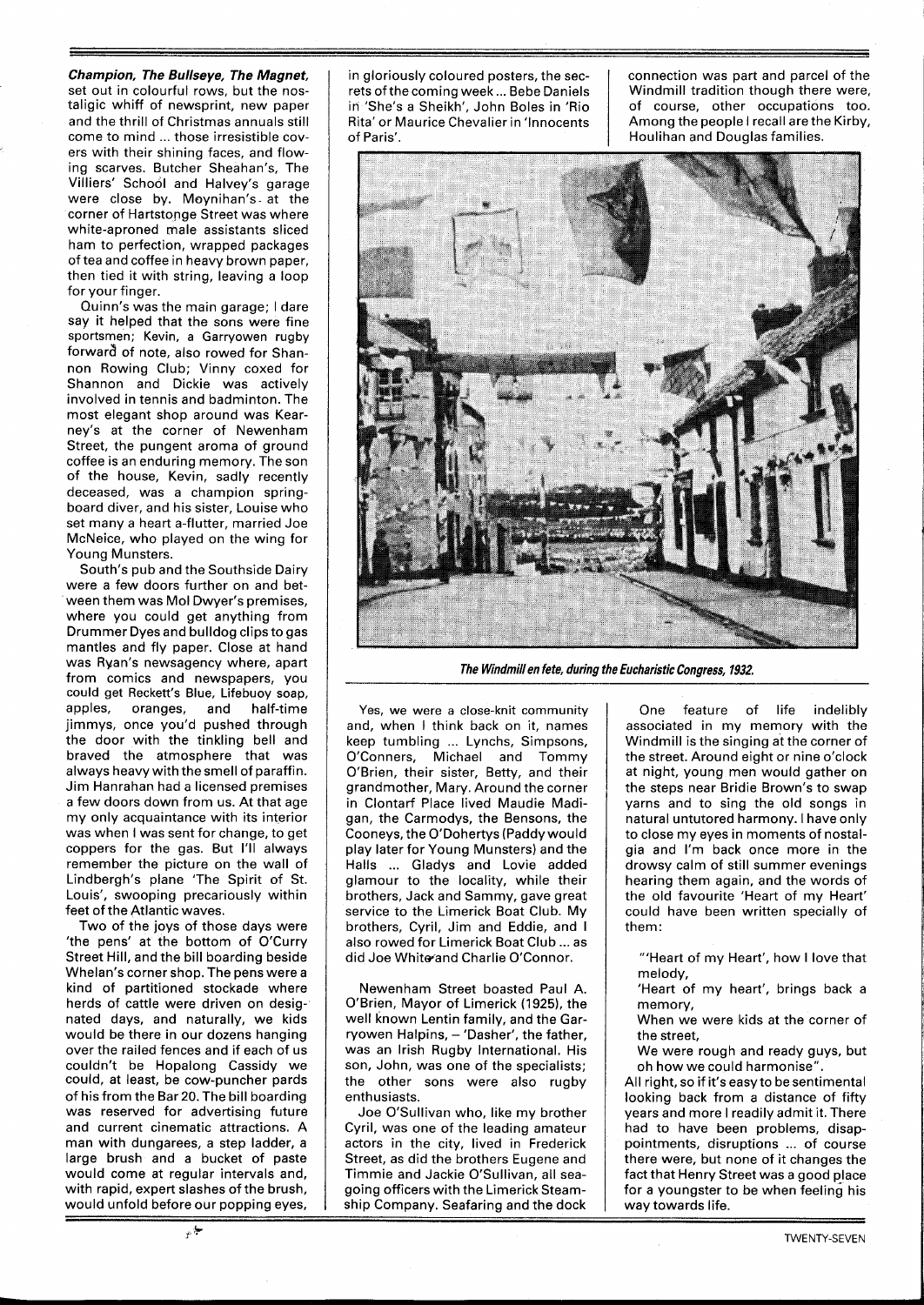***Champion, The Bullseye, The Magnet,*** set out in colourful rows, but the nostaligic whiff of newsprint, new paper and the thrill of Christmas annuals still come to mind ... those irresistible covers with their shining faces, and flowing scarves. Butcher Sheahan's, The Villiers' School and Halvey's garage were close by. Moynihan's at the corner of Hartstonge Street was where white-aproned male assistants sliced ham to perfection, wrapped packages of tea and coffee in heavy brown paper, then tied it with string, leaving a loop for your finger.

Quinn's was the main garage; I dare say it helped that the sons were fine sportsmen; Kevin, a Garryowen rugby forward of note, also rowed for Shannon Rowing Club; Vinny coxed for Shannon and Dickie was actively involved in tennis and badminton. The most elegant shop around was Kearney's at the corner of Newenham Street, the pungent aroma of ground coffee is an enduring memory. The son of the house, Kevin, sadly recently deceased, was a champion springboard diver, and his sister, Louise who set many a heart a-flutter, married Joe McNeice, who played on the wing for Young Munsters.

South's pub and the Southside Dairy were a few doors further on and between them was Mol Dwyer's premises, where you could get anything from Drummer Dyes and bulldog clips to gas mantles and fly paper. Close at hand was Ryan's newsagency where, apart from comics and newspapers, you could get Reckett's Blue, Lifebuoy soap, apples, oranges, and half-time jimmys, once you'd pushed through the door with the tinkling bell and braved the atmosphere that was always heavy with the smell of paraffin. Jim Hanrahan had a licensed premises a few doors down from us. At that age my only acquaintance with its interior was when I was sent for change, to get coppers for the gas. But I'll always remember the picture on the wall of Lindbergh's plane 'The Spirit of St. Louis', swooping precariously within feet of the Atlantic waves.

Two of the joys of those days were 'the pens' at the bottom of O'Curry Street Hill, and the bill boarding beside Whelan's corner shop. The pens were a kind of partitioned stockade where herds of cattle were driven on designated days, and naturally, we kids would be there in our dozens hanging over the railed fences and if each of us couldn't be Hopalong Cassidy we could, at least, be cow-puncher pards of his from the Bar 20. The bill boarding was reserved for advertising future and current cinematic attractions. A man with dungarees, a step ladder, a large brush and a bucket of paste would come at regular intervals and, with rapid, expert slashes of the brush, would unfold before our popping eyes, in gloriously coloured posters, the secrets of the coming week ... Bebe Daniels in 'She's a Sheikh', John Boles in 'Rio Rita' or Maurice Chevalier in 'Innocents of Paris'.

connection was part and parcel of the Windmill tradition though there were, of course, other occupations too. Among the people I recall are the Kirby, Houlihan and Douglas families.

***The Windmill en fete, during the Eucharistic Congress, 1932.***

Yes, we were a close-knit community and, when I think back on it, names keep tumbling ... Lynchs, Simpsons, O'Conners, Michael and Tommy O'Brien, their sister, Betty, and their grandmother, Mary. Around the corner in Clontarf Place lived Maudie Madigan, the Carmodys, the Bensons, the Cooneys, the O'Dohertys (Paddy would play later for Young Munsters) and the Halls ... Gladys and Lovie added glamour to the locality, while their brothers, Jack and Sammy, gave great service to the Limerick Boat Club. My brothers, Cyril, Jim and Eddie, and I also rowed for Limerick Boat Club ... as did Joe White and Charlie O'Connor.

Newenham Street boasted Paul A. O'Brien, Mayor of Limerick (1925), the well known Lentin family, and the Garryowen Halpins, – 'Dasher', the father, was an Irish Rugby International. His son, John, was one of the specialists; the other sons were also rugby enthusiasts.

Joe O'Sullivan who, like my brother Cyril, was one of the leading amateur actors in the city, lived in Frederick Street, as did the brothers Eugene and Timmie and Jackie O'Sullivan, all seagoing officers with the Limerick Steamship Company. Seafaring and the dock

One feature of life indelibly associated in my memory with the Windmill is the singing at the corner of the street. Around eight or nine o'clock at night, young men would gather on the steps near Bridie Brown's to swap yarns and to sing the old songs in natural untutored harmony. I have only to close my eyes in moments of nostalgia and I'm back once more in the drowsy calm of still summer evenings hearing them again, and the words of the old favourite 'Heart of my Heart' could have been written specially of them:

> "'Heart of my Heart', how I love that melody,
> 'Heart of my heart', brings back a memory,
> When we were kids at the corner of the street,
> We were rough and ready guys, but oh how we could harmonise".

All right, so if it's easy to be sentimental looking back from a distance of fifty years and more I readily admit it. There had to have been problems, disappointments, disruptions ... of course there were, but none of it changes the fact that Henry Street was a good place for a youngster to be when feeling his way towards life.